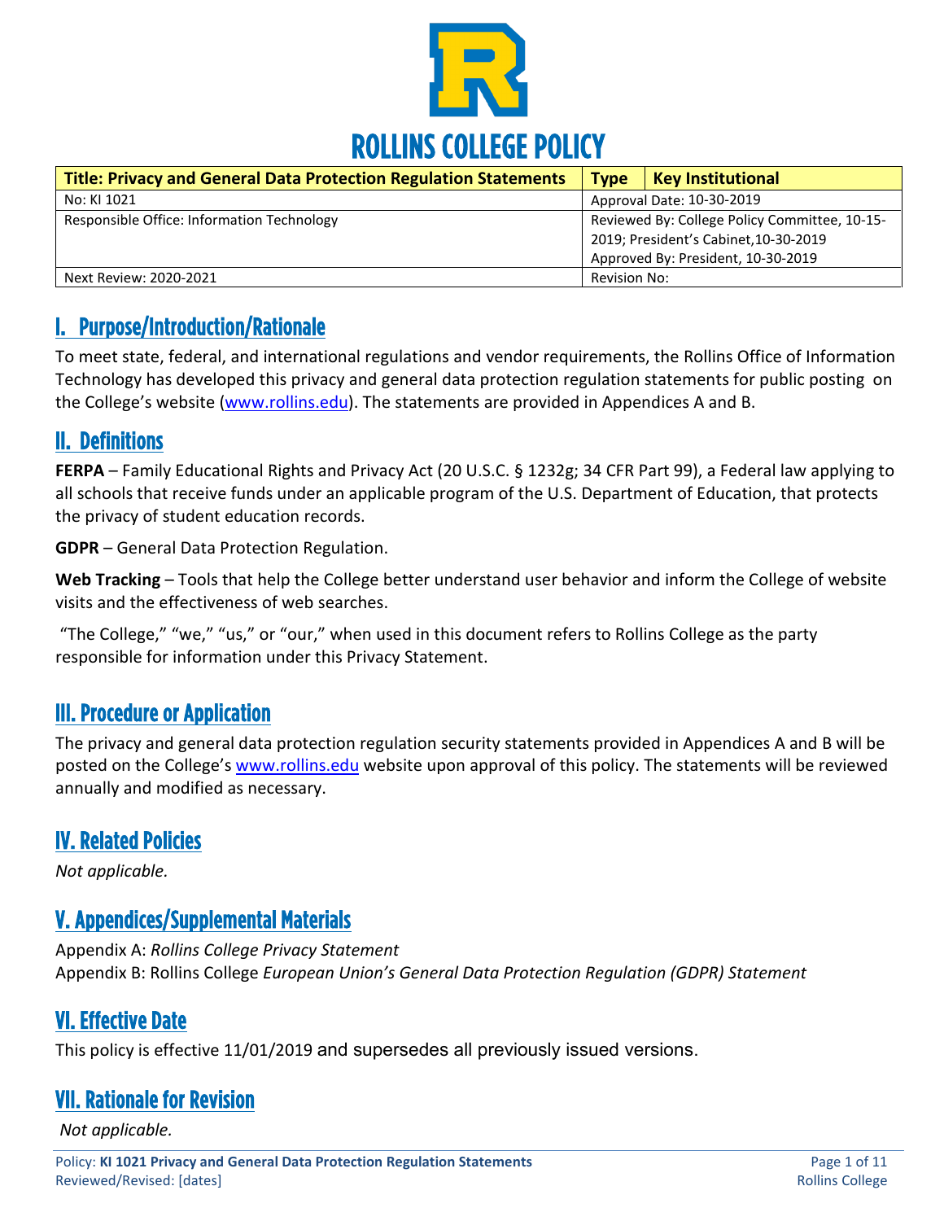# ROLLINS COLLEGE POLICY

| Title: Privacy and General Data Protection Regulation Statements | Type | Key Institutional |
|---|---|---|
| No: KI 1021 | Approval Date: 10-30-2019 | |
| Responsible Office: Information Technology | Reviewed By: College Policy Committee, 10-15-2019; President's Cabinet, 10-30-2019<br>Approved By: President, 10-30-2019 | |
| Next Review: 2020-2021 | Revision No: | |

## I. Purpose/Introduction/Rationale

To meet state, federal, and international regulations and vendor requirements, the Rollins Office of Information Technology has developed this privacy and general data protection regulation statements for public posting on the College's website (www.rollins.edu). The statements are provided in Appendices A and B.

## II. Definitions

**FERPA** – Family Educational Rights and Privacy Act (20 U.S.C. § 1232g; 34 CFR Part 99), a Federal law applying to all schools that receive funds under an applicable program of the U.S. Department of Education, that protects the privacy of student education records.

**GDPR** – General Data Protection Regulation.

**Web Tracking** – Tools that help the College better understand user behavior and inform the College of website visits and the effectiveness of web searches.

"The College," "we," "us," or "our," when used in this document refers to Rollins College as the party responsible for information under this Privacy Statement.

## III. Procedure or Application

The privacy and general data protection regulation security statements provided in Appendices A and B will be posted on the College's www.rollins.edu website upon approval of this policy. The statements will be reviewed annually and modified as necessary.

## IV. Related Policies

*Not applicable.*

## V. Appendices/Supplemental Materials

Appendix A: *Rollins College Privacy Statement*
Appendix B: Rollins College *European Union's General Data Protection Regulation (GDPR) Statement*

## VI. Effective Date

This policy is effective 11/01/2019 and supersedes all previously issued versions.

## VII. Rationale for Revision

*Not applicable.*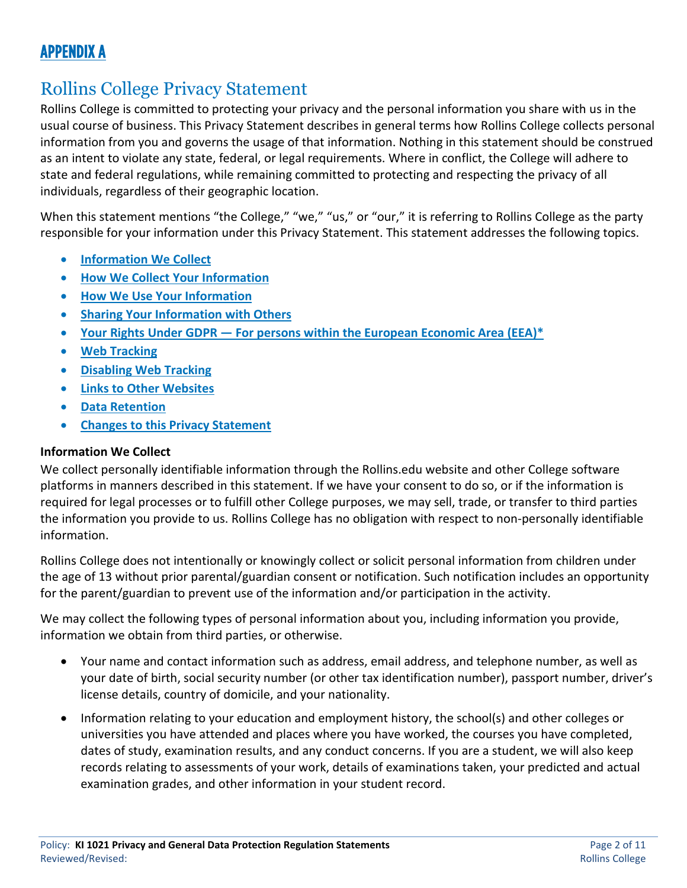## APPENDIX A

# Rollins College Privacy Statement

Rollins College is committed to protecting your privacy and the personal information you share with us in the usual course of business. This Privacy Statement describes in general terms how Rollins College collects personal information from you and governs the usage of that information. Nothing in this statement should be construed as an intent to violate any state, federal, or legal requirements. Where in conflict, the College will adhere to state and federal regulations, while remaining committed to protecting and respecting the privacy of all individuals, regardless of their geographic location.

When this statement mentions “the College,” “we,” “us,” or “our,” it is referring to Rollins College as the party responsible for your information under this Privacy Statement. This statement addresses the following topics.

- **Information We Collect**
- **How We Collect Your Information**
- **How We Use Your Information**
- **Sharing Your Information with Others**
- **Your Rights Under GDPR — For persons within the European Economic Area (EEA)***
- **Web Tracking**
- **Disabling Web Tracking**
- **Links to Other Websites**
- **Data Retention**
- **Changes to this Privacy Statement**

**Information We Collect**

We collect personally identifiable information through the Rollins.edu website and other College software platforms in manners described in this statement. If we have your consent to do so, or if the information is required for legal processes or to fulfill other College purposes, we may sell, trade, or transfer to third parties the information you provide to us. Rollins College has no obligation with respect to non-personally identifiable information.

Rollins College does not intentionally or knowingly collect or solicit personal information from children under the age of 13 without prior parental/guardian consent or notification. Such notification includes an opportunity for the parent/guardian to prevent use of the information and/or participation in the activity.

We may collect the following types of personal information about you, including information you provide, information we obtain from third parties, or otherwise.

- Your name and contact information such as address, email address, and telephone number, as well as your date of birth, social security number (or other tax identification number), passport number, driver's license details, country of domicile, and your nationality.
- Information relating to your education and employment history, the school(s) and other colleges or universities you have attended and places where you have worked, the courses you have completed, dates of study, examination results, and any conduct concerns. If you are a student, we will also keep records relating to assessments of your work, details of examinations taken, your predicted and actual examination grades, and other information in your student record.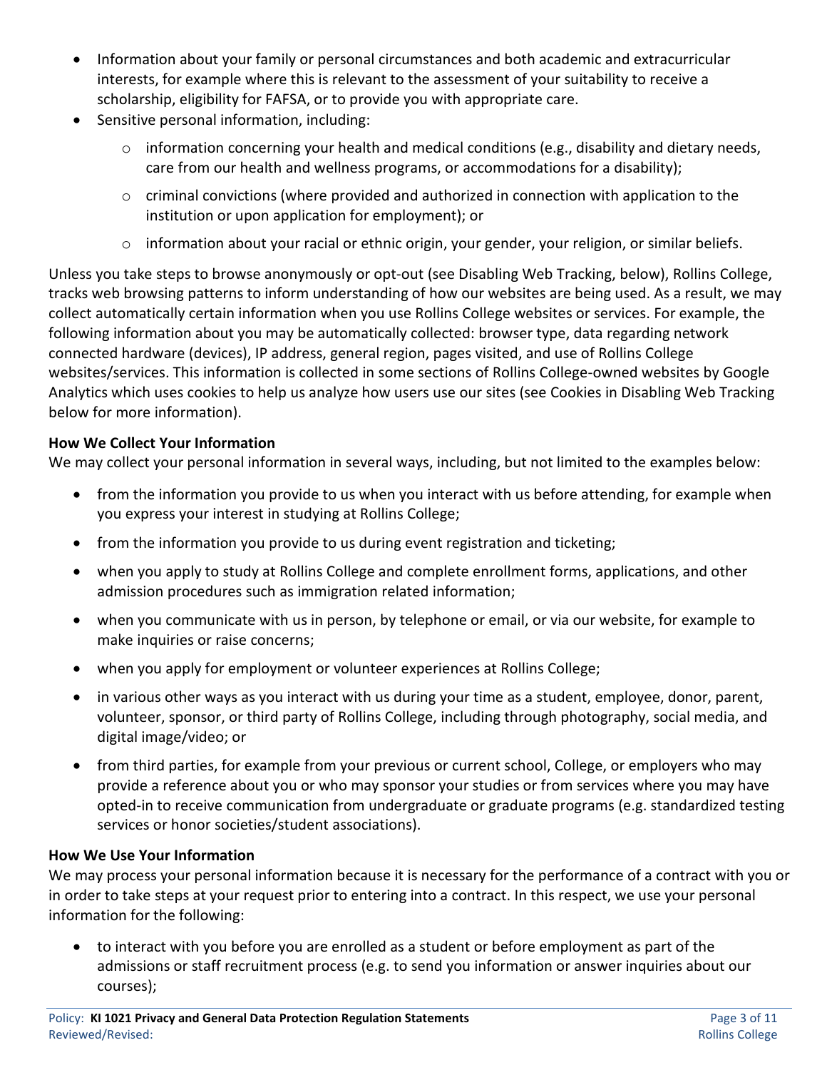- Information about your family or personal circumstances and both academic and extracurricular interests, for example where this is relevant to the assessment of your suitability to receive a scholarship, eligibility for FAFSA, or to provide you with appropriate care.
- Sensitive personal information, including:
    - information concerning your health and medical conditions (e.g., disability and dietary needs, care from our health and wellness programs, or accommodations for a disability);
    - criminal convictions (where provided and authorized in connection with application to the institution or upon application for employment); or
    - information about your racial or ethnic origin, your gender, your religion, or similar beliefs.

Unless you take steps to browse anonymously or opt-out (see Disabling Web Tracking, below), Rollins College, tracks web browsing patterns to inform understanding of how our websites are being used. As a result, we may collect automatically certain information when you use Rollins College websites or services. For example, the following information about you may be automatically collected: browser type, data regarding network connected hardware (devices), IP address, general region, pages visited, and use of Rollins College websites/services. This information is collected in some sections of Rollins College-owned websites by Google Analytics which uses cookies to help us analyze how users use our sites (see Cookies in Disabling Web Tracking below for more information).

**How We Collect Your Information**

We may collect your personal information in several ways, including, but not limited to the examples below:

- from the information you provide to us when you interact with us before attending, for example when you express your interest in studying at Rollins College;
- from the information you provide to us during event registration and ticketing;
- when you apply to study at Rollins College and complete enrollment forms, applications, and other admission procedures such as immigration related information;
- when you communicate with us in person, by telephone or email, or via our website, for example to make inquiries or raise concerns;
- when you apply for employment or volunteer experiences at Rollins College;
- in various other ways as you interact with us during your time as a student, employee, donor, parent, volunteer, sponsor, or third party of Rollins College, including through photography, social media, and digital image/video; or
- from third parties, for example from your previous or current school, College, or employers who may provide a reference about you or who may sponsor your studies or from services where you may have opted-in to receive communication from undergraduate or graduate programs (e.g. standardized testing services or honor societies/student associations).

**How We Use Your Information**

We may process your personal information because it is necessary for the performance of a contract with you or in order to take steps at your request prior to entering into a contract. In this respect, we use your personal information for the following:

- to interact with you before you are enrolled as a student or before employment as part of the admissions or staff recruitment process (e.g. to send you information or answer inquiries about our courses);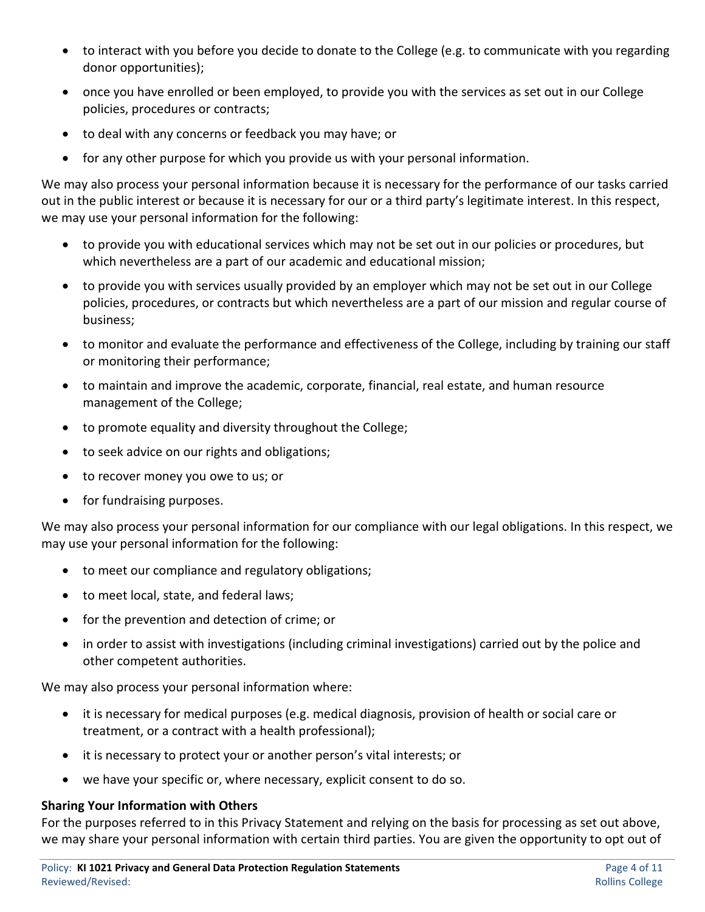- to interact with you before you decide to donate to the College (e.g. to communicate with you regarding donor opportunities);
- once you have enrolled or been employed, to provide you with the services as set out in our College policies, procedures or contracts;
- to deal with any concerns or feedback you may have; or
- for any other purpose for which you provide us with your personal information.

We may also process your personal information because it is necessary for the performance of our tasks carried out in the public interest or because it is necessary for our or a third party's legitimate interest. In this respect, we may use your personal information for the following:

- to provide you with educational services which may not be set out in our policies or procedures, but which nevertheless are a part of our academic and educational mission;
- to provide you with services usually provided by an employer which may not be set out in our College policies, procedures, or contracts but which nevertheless are a part of our mission and regular course of business;
- to monitor and evaluate the performance and effectiveness of the College, including by training our staff or monitoring their performance;
- to maintain and improve the academic, corporate, financial, real estate, and human resource management of the College;
- to promote equality and diversity throughout the College;
- to seek advice on our rights and obligations;
- to recover money you owe to us; or
- for fundraising purposes.

We may also process your personal information for our compliance with our legal obligations. In this respect, we may use your personal information for the following:

- to meet our compliance and regulatory obligations;
- to meet local, state, and federal laws;
- for the prevention and detection of crime; or
- in order to assist with investigations (including criminal investigations) carried out by the police and other competent authorities.

We may also process your personal information where:

- it is necessary for medical purposes (e.g. medical diagnosis, provision of health or social care or treatment, or a contract with a health professional);
- it is necessary to protect your or another person's vital interests; or
- we have your specific or, where necessary, explicit consent to do so.

**Sharing Your Information with Others**

For the purposes referred to in this Privacy Statement and relying on the basis for processing as set out above, we may share your personal information with certain third parties. You are given the opportunity to opt out of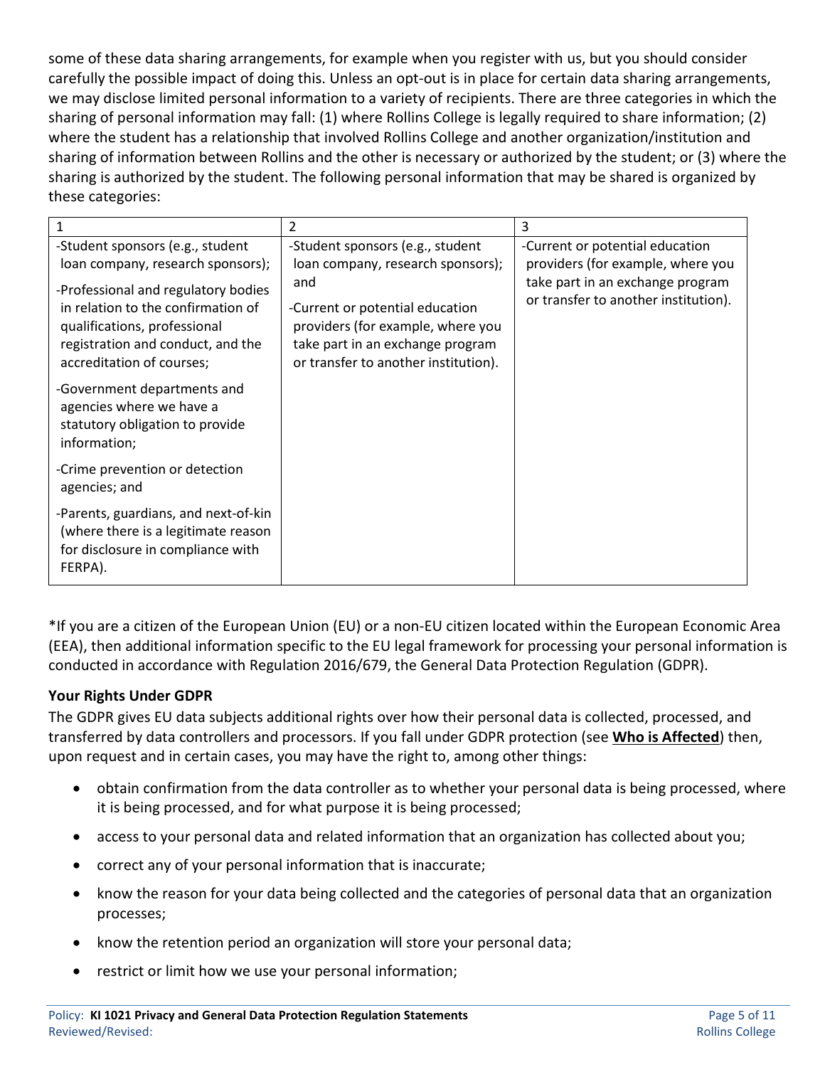some of these data sharing arrangements, for example when you register with us, but you should consider carefully the possible impact of doing this. Unless an opt-out is in place for certain data sharing arrangements, we may disclose limited personal information to a variety of recipients. There are three categories in which the sharing of personal information may fall: (1) where Rollins College is legally required to share information; (2) where the student has a relationship that involved Rollins College and another organization/institution and sharing of information between Rollins and the other is necessary or authorized by the student; or (3) where the sharing is authorized by the student. The following personal information that may be shared is organized by these categories:

| 1 | 2 | 3 |
|---|---|---|
| -Student sponsors (e.g., student loan company, research sponsors);<br>-Professional and regulatory bodies in relation to the confirmation of qualifications, professional registration and conduct, and the accreditation of courses;<br>-Government departments and agencies where we have a statutory obligation to provide information;<br>-Crime prevention or detection agencies; and<br>-Parents, guardians, and next-of-kin (where there is a legitimate reason for disclosure in compliance with FERPA). | -Student sponsors (e.g., student loan company, research sponsors); and<br>-Current or potential education providers (for example, where you take part in an exchange program or transfer to another institution). | -Current or potential education providers (for example, where you take part in an exchange program or transfer to another institution). |

*If you are a citizen of the European Union (EU) or a non-EU citizen located within the European Economic Area (EEA), then additional information specific to the EU legal framework for processing your personal information is conducted in accordance with Regulation 2016/679, the General Data Protection Regulation (GDPR).

**Your Rights Under GDPR**

The GDPR gives EU data subjects additional rights over how their personal data is collected, processed, and transferred by data controllers and processors. If you fall under GDPR protection (see **Who is Affected**) then, upon request and in certain cases, you may have the right to, among other things:

- obtain confirmation from the data controller as to whether your personal data is being processed, where it is being processed, and for what purpose it is being processed;
- access to your personal data and related information that an organization has collected about you;
- correct any of your personal information that is inaccurate;
- know the reason for your data being collected and the categories of personal data that an organization processes;
- know the retention period an organization will store your personal data;
- restrict or limit how we use your personal information;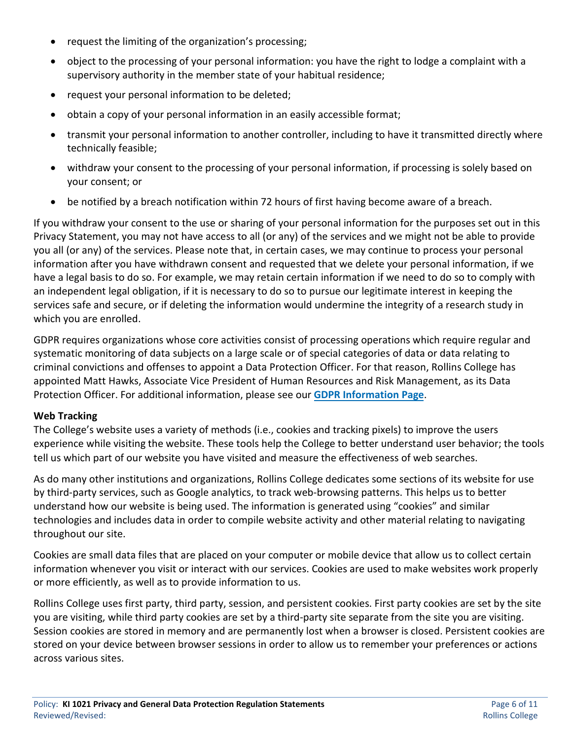- request the limiting of the organization's processing;
- object to the processing of your personal information: you have the right to lodge a complaint with a supervisory authority in the member state of your habitual residence;
- request your personal information to be deleted;
- obtain a copy of your personal information in an easily accessible format;
- transmit your personal information to another controller, including to have it transmitted directly where technically feasible;
- withdraw your consent to the processing of your personal information, if processing is solely based on your consent; or
- be notified by a breach notification within 72 hours of first having become aware of a breach.

If you withdraw your consent to the use or sharing of your personal information for the purposes set out in this Privacy Statement, you may not have access to all (or any) of the services and we might not be able to provide you all (or any) of the services. Please note that, in certain cases, we may continue to process your personal information after you have withdrawn consent and requested that we delete your personal information, if we have a legal basis to do so. For example, we may retain certain information if we need to do so to comply with an independent legal obligation, if it is necessary to do so to pursue our legitimate interest in keeping the services safe and secure, or if deleting the information would undermine the integrity of a research study in which you are enrolled.

GDPR requires organizations whose core activities consist of processing operations which require regular and systematic monitoring of data subjects on a large scale or of special categories of data or data relating to criminal convictions and offenses to appoint a Data Protection Officer. For that reason, Rollins College has appointed Matt Hawks, Associate Vice President of Human Resources and Risk Management, as its Data Protection Officer. For additional information, please see our **GDPR Information Page**.

**Web Tracking**

The College's website uses a variety of methods (i.e., cookies and tracking pixels) to improve the users experience while visiting the website. These tools help the College to better understand user behavior; the tools tell us which part of our website you have visited and measure the effectiveness of web searches.

As do many other institutions and organizations, Rollins College dedicates some sections of its website for use by third-party services, such as Google analytics, to track web-browsing patterns. This helps us to better understand how our website is being used. The information is generated using "cookies" and similar technologies and includes data in order to compile website activity and other material relating to navigating throughout our site.

Cookies are small data files that are placed on your computer or mobile device that allow us to collect certain information whenever you visit or interact with our services. Cookies are used to make websites work properly or more efficiently, as well as to provide information to us.

Rollins College uses first party, third party, session, and persistent cookies. First party cookies are set by the site you are visiting, while third party cookies are set by a third-party site separate from the site you are visiting. Session cookies are stored in memory and are permanently lost when a browser is closed. Persistent cookies are stored on your device between browser sessions in order to allow us to remember your preferences or actions across various sites.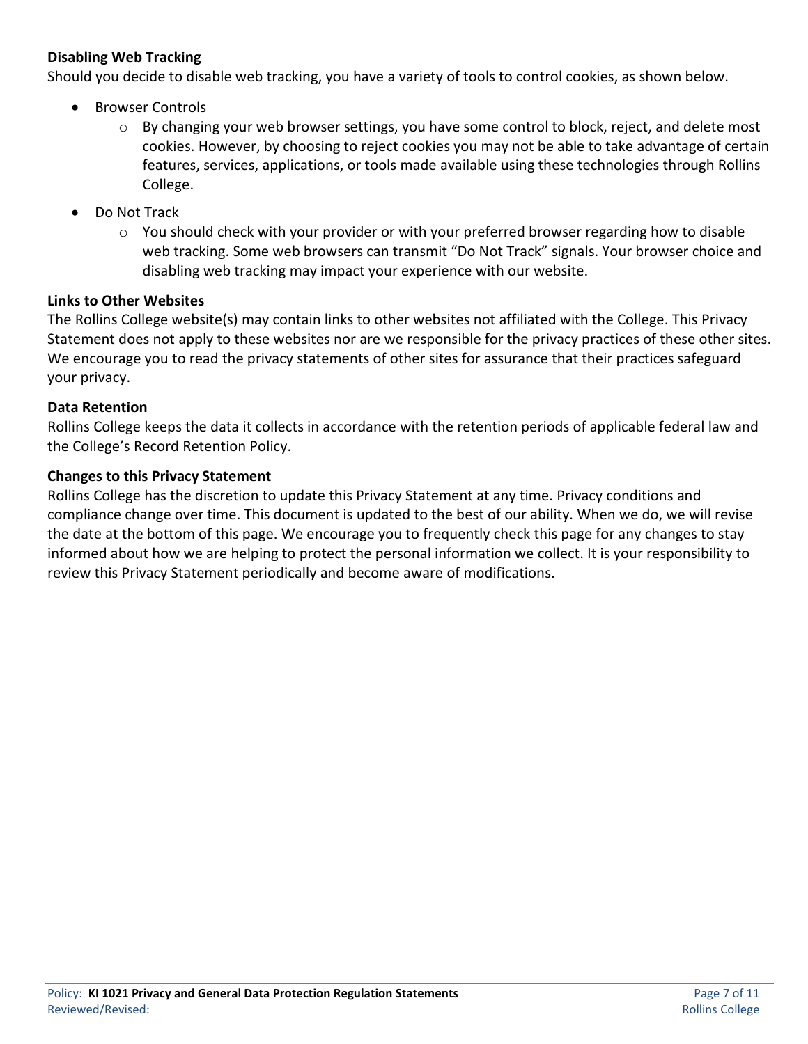**Disabling Web Tracking**

Should you decide to disable web tracking, you have a variety of tools to control cookies, as shown below.

- Browser Controls
  - By changing your web browser settings, you have some control to block, reject, and delete most cookies. However, by choosing to reject cookies you may not be able to take advantage of certain features, services, applications, or tools made available using these technologies through Rollins College.
- Do Not Track
  - You should check with your provider or with your preferred browser regarding how to disable web tracking. Some web browsers can transmit "Do Not Track" signals. Your browser choice and disabling web tracking may impact your experience with our website.

**Links to Other Websites**

The Rollins College website(s) may contain links to other websites not affiliated with the College. This Privacy Statement does not apply to these websites nor are we responsible for the privacy practices of these other sites. We encourage you to read the privacy statements of other sites for assurance that their practices safeguard your privacy.

**Data Retention**

Rollins College keeps the data it collects in accordance with the retention periods of applicable federal law and the College's Record Retention Policy.

**Changes to this Privacy Statement**

Rollins College has the discretion to update this Privacy Statement at any time. Privacy conditions and compliance change over time. This document is updated to the best of our ability. When we do, we will revise the date at the bottom of this page. We encourage you to frequently check this page for any changes to stay informed about how we are helping to protect the personal information we collect. It is your responsibility to review this Privacy Statement periodically and become aware of modifications.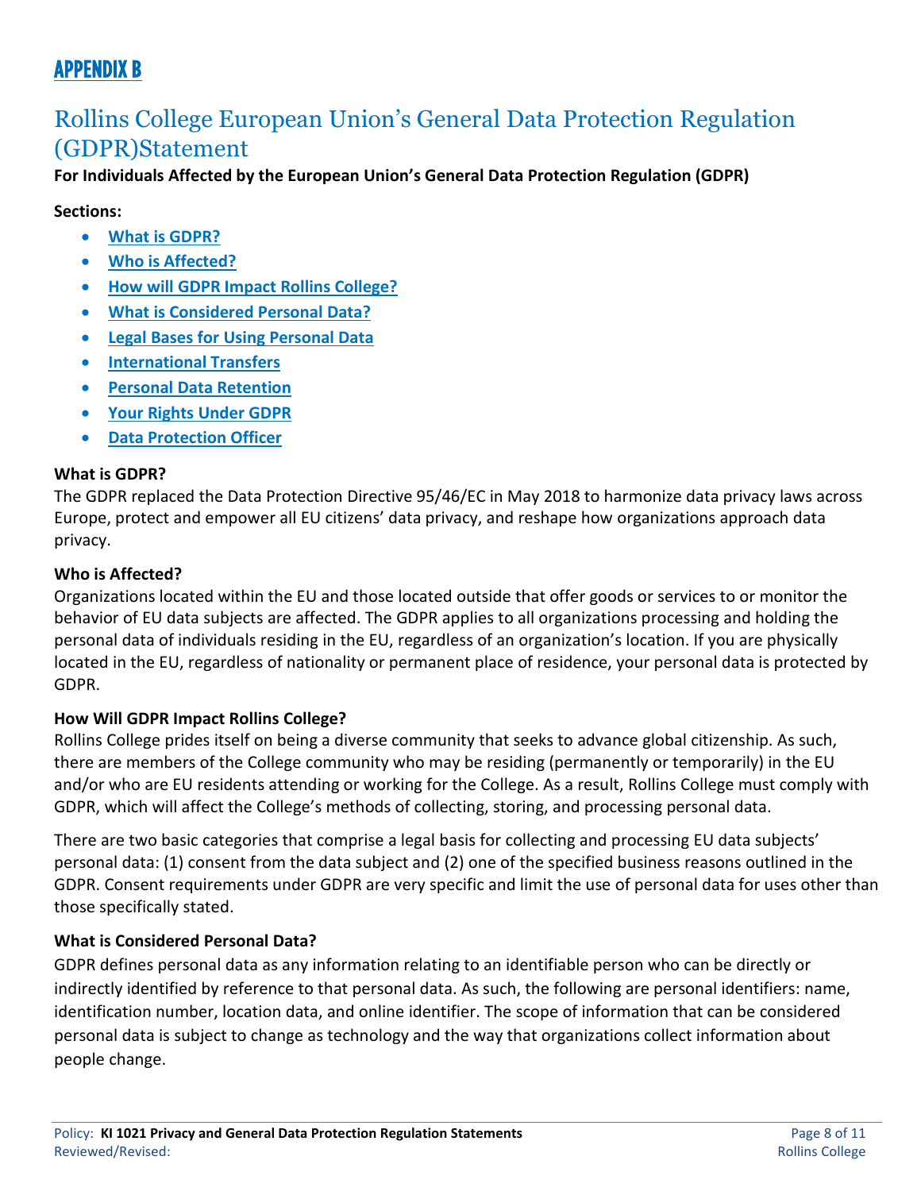# APPENDIX B

## Rollins College European Union's General Data Protection Regulation (GDPR)Statement

**For Individuals Affected by the European Union's General Data Protection Regulation (GDPR)**

**Sections:**

- **What is GDPR?**
- **Who is Affected?**
- **How will GDPR Impact Rollins College?**
- **What is Considered Personal Data?**
- **Legal Bases for Using Personal Data**
- **International Transfers**
- **Personal Data Retention**
- **Your Rights Under GDPR**
- **Data Protection Officer**

### What is GDPR?

The GDPR replaced the Data Protection Directive 95/46/EC in May 2018 to harmonize data privacy laws across Europe, protect and empower all EU citizens' data privacy, and reshape how organizations approach data privacy.

### Who is Affected?

Organizations located within the EU and those located outside that offer goods or services to or monitor the behavior of EU data subjects are affected. The GDPR applies to all organizations processing and holding the personal data of individuals residing in the EU, regardless of an organization's location. If you are physically located in the EU, regardless of nationality or permanent place of residence, your personal data is protected by GDPR.

### How Will GDPR Impact Rollins College?

Rollins College prides itself on being a diverse community that seeks to advance global citizenship. As such, there are members of the College community who may be residing (permanently or temporarily) in the EU and/or who are EU residents attending or working for the College. As a result, Rollins College must comply with GDPR, which will affect the College's methods of collecting, storing, and processing personal data.

There are two basic categories that comprise a legal basis for collecting and processing EU data subjects' personal data: (1) consent from the data subject and (2) one of the specified business reasons outlined in the GDPR. Consent requirements under GDPR are very specific and limit the use of personal data for uses other than those specifically stated.

### What is Considered Personal Data?

GDPR defines personal data as any information relating to an identifiable person who can be directly or indirectly identified by reference to that personal data. As such, the following are personal identifiers: name, identification number, location data, and online identifier. The scope of information that can be considered personal data is subject to change as technology and the way that organizations collect information about people change.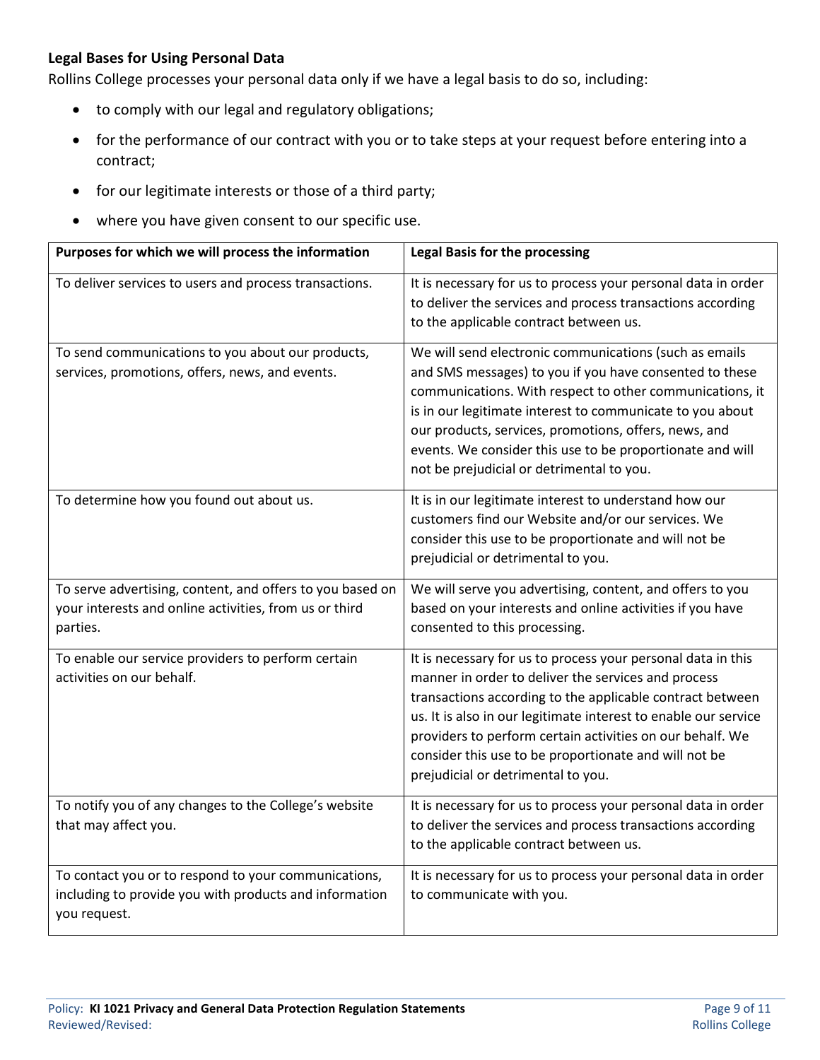**Legal Bases for Using Personal Data**

Rollins College processes your personal data only if we have a legal basis to do so, including:

- to comply with our legal and regulatory obligations;
- for the performance of our contract with you or to take steps at your request before entering into a contract;
- for our legitimate interests or those of a third party;
- where you have given consent to our specific use.

| Purposes for which we will process the information | Legal Basis for the processing |
| --- | --- |
| To deliver services to users and process transactions. | It is necessary for us to process your personal data in order to deliver the services and process transactions according to the applicable contract between us. |
| To send communications to you about our products, services, promotions, offers, news, and events. | We will send electronic communications (such as emails and SMS messages) to you if you have consented to these communications. With respect to other communications, it is in our legitimate interest to communicate to you about our products, services, promotions, offers, news, and events. We consider this use to be proportionate and will not be prejudicial or detrimental to you. |
| To determine how you found out about us. | It is in our legitimate interest to understand how our customers find our Website and/or our services. We consider this use to be proportionate and will not be prejudicial or detrimental to you. |
| To serve advertising, content, and offers to you based on your interests and online activities, from us or third parties. | We will serve you advertising, content, and offers to you based on your interests and online activities if you have consented to this processing. |
| To enable our service providers to perform certain activities on our behalf. | It is necessary for us to process your personal data in this manner in order to deliver the services and process transactions according to the applicable contract between us. It is also in our legitimate interest to enable our service providers to perform certain activities on our behalf. We consider this use to be proportionate and will not be prejudicial or detrimental to you. |
| To notify you of any changes to the College's website that may affect you. | It is necessary for us to process your personal data in order to deliver the services and process transactions according to the applicable contract between us. |
| To contact you or to respond to your communications, including to provide you with products and information you request. | It is necessary for us to process your personal data in order to communicate with you. |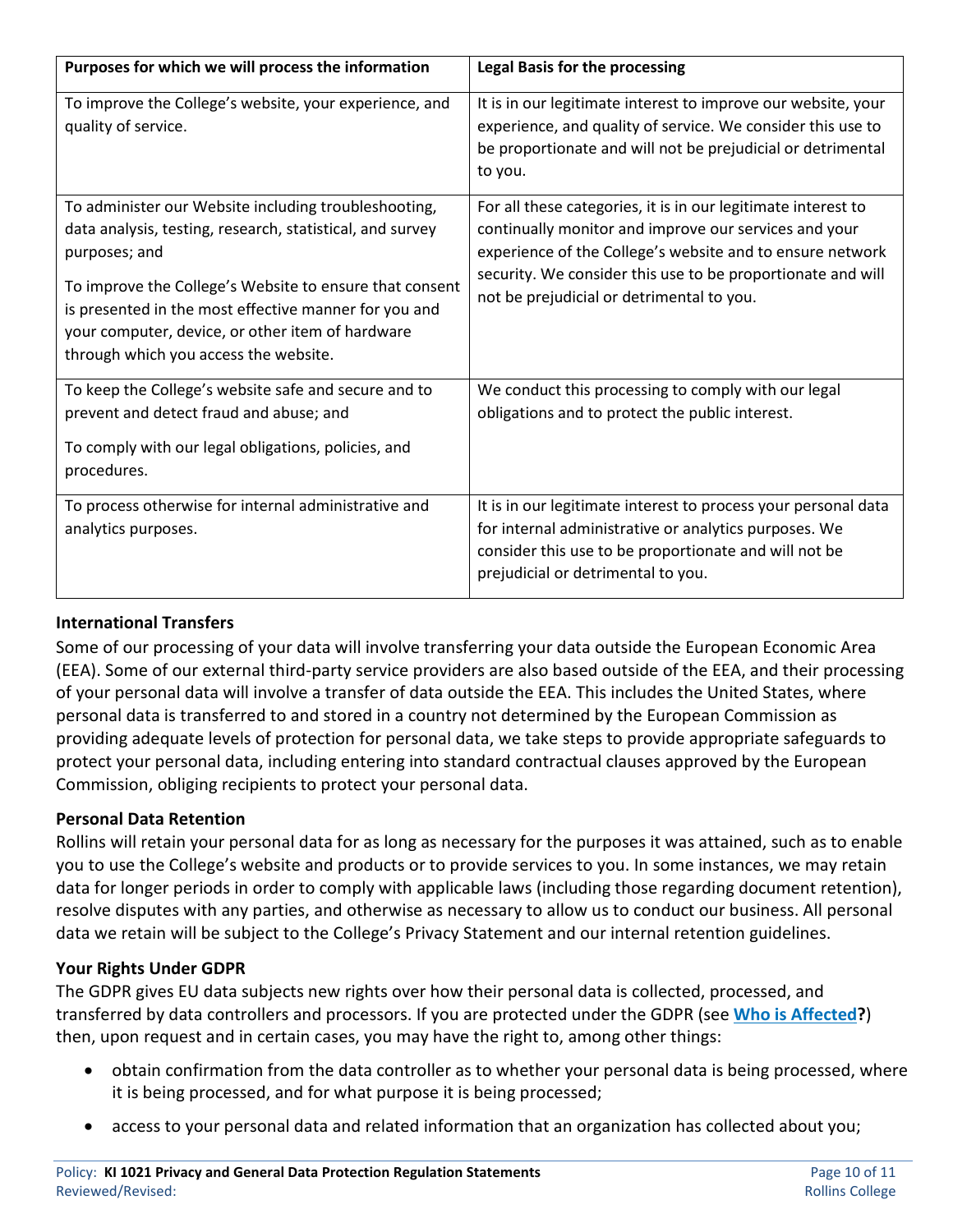| Purposes for which we will process the information | Legal Basis for the processing |
|---|---|
| To improve the College's website, your experience, and quality of service. | It is in our legitimate interest to improve our website, your experience, and quality of service. We consider this use to be proportionate and will not be prejudicial or detrimental to you. |
| To administer our Website including troubleshooting, data analysis, testing, research, statistical, and survey purposes; and<br><br>To improve the College's Website to ensure that consent is presented in the most effective manner for you and your computer, device, or other item of hardware through which you access the website. | For all these categories, it is in our legitimate interest to continually monitor and improve our services and your experience of the College's website and to ensure network security. We consider this use to be proportionate and will not be prejudicial or detrimental to you. |
| To keep the College's website safe and secure and to prevent and detect fraud and abuse; and<br><br>To comply with our legal obligations, policies, and procedures. | We conduct this processing to comply with our legal obligations and to protect the public interest. |
| To process otherwise for internal administrative and analytics purposes. | It is in our legitimate interest to process your personal data for internal administrative or analytics purposes. We consider this use to be proportionate and will not be prejudicial or detrimental to you. |

**International Transfers**

Some of our processing of your data will involve transferring your data outside the European Economic Area (EEA). Some of our external third-party service providers are also based outside of the EEA, and their processing of your personal data will involve a transfer of data outside the EEA. This includes the United States, where personal data is transferred to and stored in a country not determined by the European Commission as providing adequate levels of protection for personal data, we take steps to provide appropriate safeguards to protect your personal data, including entering into standard contractual clauses approved by the European Commission, obliging recipients to protect your personal data.

**Personal Data Retention**

Rollins will retain your personal data for as long as necessary for the purposes it was attained, such as to enable you to use the College's website and products or to provide services to you. In some instances, we may retain data for longer periods in order to comply with applicable laws (including those regarding document retention), resolve disputes with any parties, and otherwise as necessary to allow us to conduct our business. All personal data we retain will be subject to the College's Privacy Statement and our internal retention guidelines.

**Your Rights Under GDPR**

The GDPR gives EU data subjects new rights over how their personal data is collected, processed, and transferred by data controllers and processors. If you are protected under the GDPR (see **Who is Affected?**) then, upon request and in certain cases, you may have the right to, among other things:

- obtain confirmation from the data controller as to whether your personal data is being processed, where it is being processed, and for what purpose it is being processed;
- access to your personal data and related information that an organization has collected about you;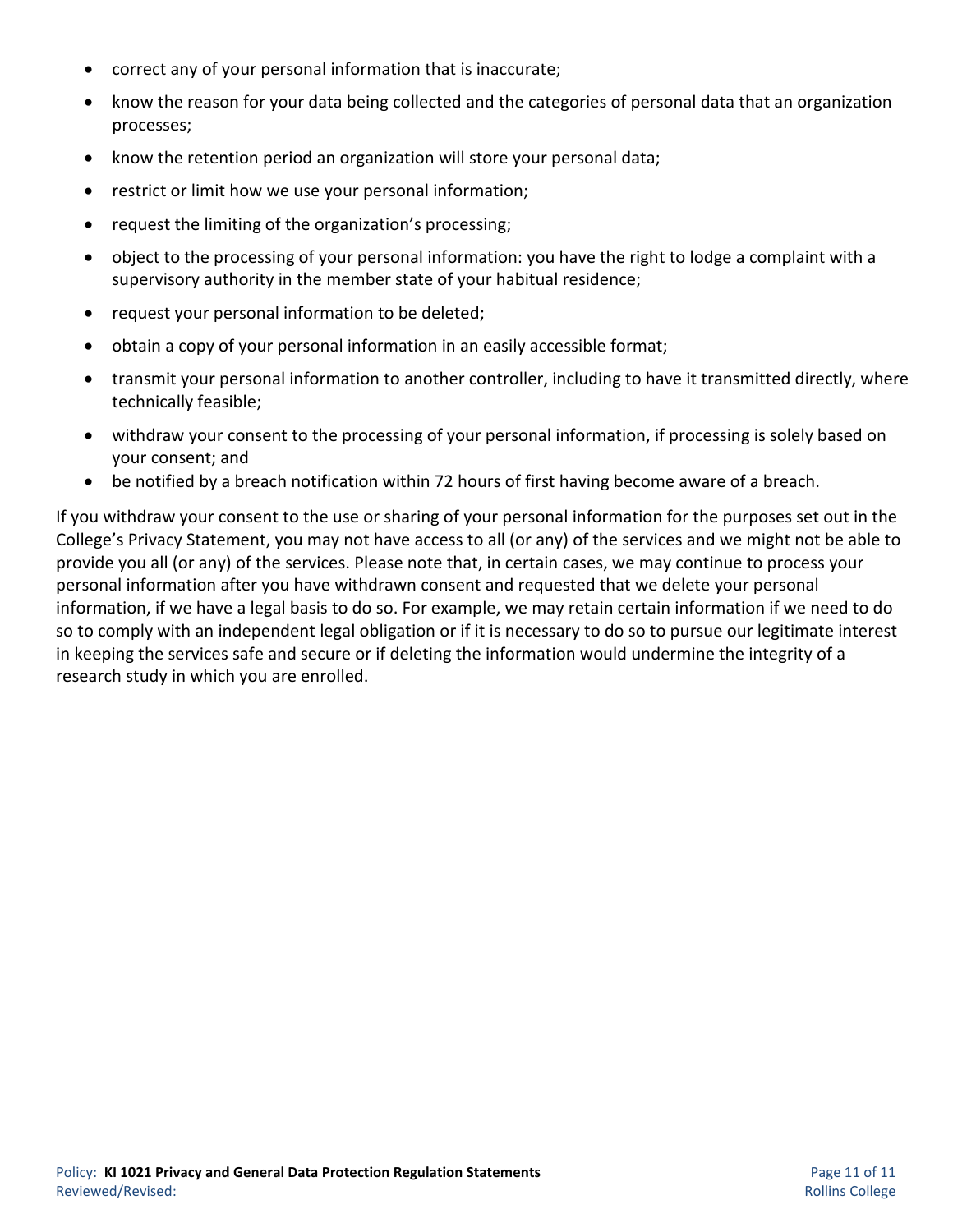- correct any of your personal information that is inaccurate;
- know the reason for your data being collected and the categories of personal data that an organization processes;
- know the retention period an organization will store your personal data;
- restrict or limit how we use your personal information;
- request the limiting of the organization's processing;
- object to the processing of your personal information: you have the right to lodge a complaint with a supervisory authority in the member state of your habitual residence;
- request your personal information to be deleted;
- obtain a copy of your personal information in an easily accessible format;
- transmit your personal information to another controller, including to have it transmitted directly, where technically feasible;
- withdraw your consent to the processing of your personal information, if processing is solely based on your consent; and
- be notified by a breach notification within 72 hours of first having become aware of a breach.

If you withdraw your consent to the use or sharing of your personal information for the purposes set out in the College's Privacy Statement, you may not have access to all (or any) of the services and we might not be able to provide you all (or any) of the services. Please note that, in certain cases, we may continue to process your personal information after you have withdrawn consent and requested that we delete your personal information, if we have a legal basis to do so. For example, we may retain certain information if we need to do so to comply with an independent legal obligation or if it is necessary to do so to pursue our legitimate interest in keeping the services safe and secure or if deleting the information would undermine the integrity of a research study in which you are enrolled.